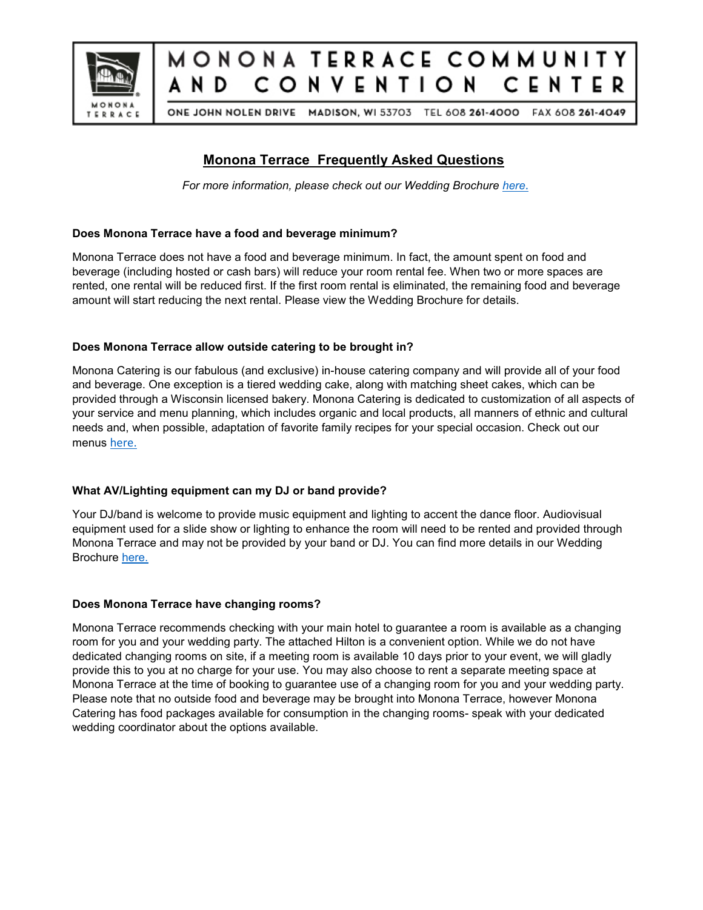# MONONA TERRACE COMMUNITY AND CONVENTION CENTER

ONE JOHN NOLEN DRIVE MADISON, WI 53703 TEL 608 261-4000 FAX 608 261-4049

## Monona Terrace Frequently Asked Questions

*For more information, please check out our Wedding Brochure here.*

### Does Monona Terrace have a food and beverage minimum?

Monona Terrace does not have a food and beverage minimum. In fact, the amount spent on food and beverage (including hosted or cash bars) will reduce your room rental fee. When two or more spaces are rented, one rental will be reduced first. If the first room rental is eliminated, the remaining food and beverage amount will start reducing the next rental. Please view the Wedding Brochure for details.

### Does Monona Terrace allow outside catering to be brought in?

Monona Catering is our fabulous (and exclusive) in-house catering company and will provide all of your food and beverage. One exception is a tiered wedding cake, along with matching sheet cakes, which can be provided through a Wisconsin licensed bakery. Monona Catering is dedicated to customization of all aspects of your service and menu planning, which includes organic and local products, all manners of ethnic and cultural needs and, when possible, adaptation of favorite family recipes for your special occasion. Check out our menus here.

### What AV/Lighting equipment can my DJ or band provide?

Your DJ/band is welcome to provide music equipment and lighting to accent the dance floor. Audiovisual equipment used for a slide show or lighting to enhance the room will need to be rented and provided through Monona Terrace and may not be provided by your band or DJ. You can find more details in our Wedding Brochure here.

### Does Monona Terrace have changing rooms?

Monona Terrace recommends checking with your main hotel to guarantee a room is available as a changing room for you and your wedding party. The attached Hilton is a convenient option. While we do not have dedicated changing rooms on site, if a meeting room is available 10 days prior to your event, we will gladly provide this to you at no charge for your use. You may also choose to rent a separate meeting space at Monona Terrace at the time of booking to guarantee use of a changing room for you and your wedding party. Please note that no outside food and beverage may be brought into Monona Terrace, however Monona Catering has food packages available for consumption in the changing rooms- speak with your dedicated wedding coordinator about the options available.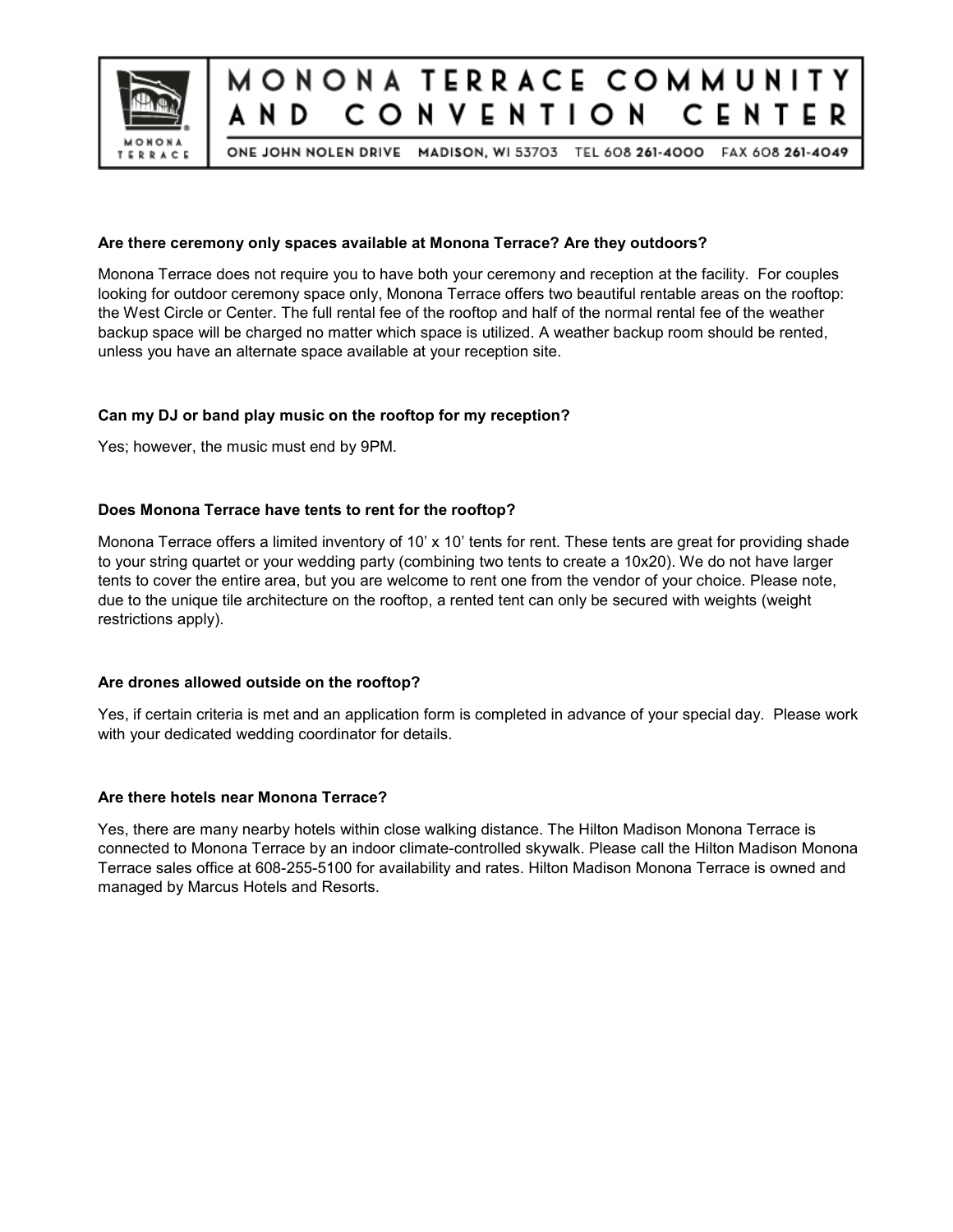# MONONA TERRACE COMMUNITY AND CONVENTION CENTER

ONE JOHN NOLEN DRIVE MADISON, WI 53703 TEL 608 261-4000 FAX 608 261-4049

**Are there ceremony only spaces available at Monona Terrace? Are they outdoors?**

Monona Terrace does not require you to have both your ceremony and reception at the facility. For couples looking for outdoor ceremony space only, Monona Terrace offers two beautiful rentable areas on the rooftop: the West Circle or Center. The full rental fee of the rooftop and half of the normal rental fee of the weather backup space will be charged no matter which space is utilized. A weather backup room should be rented, unless you have an alternate space available at your reception site.

**Can my DJ or band play music on the rooftop for my reception?**

Yes; however, the music must end by 9PM.

**Does Monona Terrace have tents to rent for the rooftop?**

Monona Terrace offers a limited inventory of 10' x 10' tents for rent. These tents are great for providing shade to your string quartet or your wedding party (combining two tents to create a 10x20). We do not have larger tents to cover the entire area, but you are welcome to rent one from the vendor of your choice. Please note, due to the unique tile architecture on the rooftop, a rented tent can only be secured with weights (weight restrictions apply).

**Are drones allowed outside on the rooftop?**

Yes, if certain criteria is met and an application form is completed in advance of your special day. Please work with your dedicated wedding coordinator for details.

**Are there hotels near Monona Terrace?**

Yes, there are many nearby hotels within close walking distance. The Hilton Madison Monona Terrace is connected to Monona Terrace by an indoor climate-controlled skywalk. Please call the Hilton Madison Monona Terrace sales office at 608-255-5100 for availability and rates. Hilton Madison Monona Terrace is owned and managed by Marcus Hotels and Resorts.